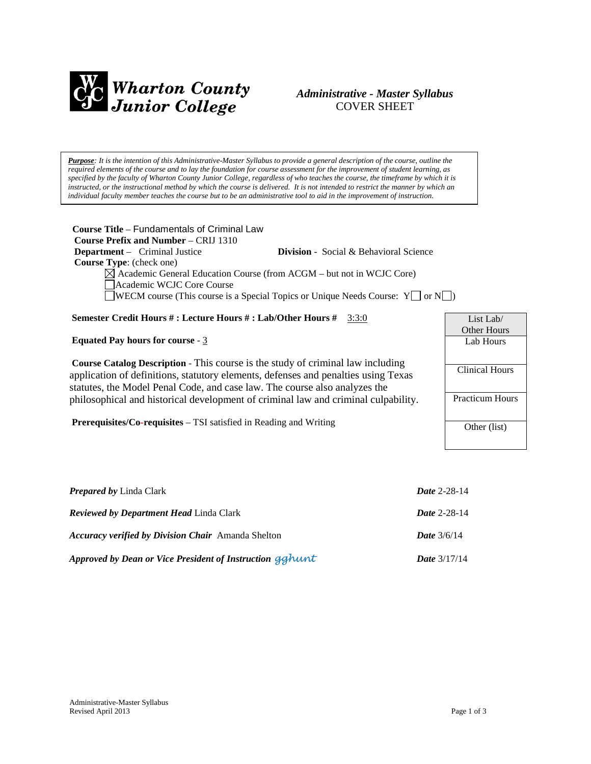**Wharton County Junior College**

*Administrative - Master Syllabus*
COVER SHEET

> ***Purpose****: It is the intention of this Administrative-Master Syllabus to provide a general description of the course, outline the required elements of the course and to lay the foundation for course assessment for the improvement of student learning, as specified by the faculty of Wharton County Junior College, regardless of who teaches the course, the timeframe by which it is instructed, or the instructional method by which the course is delivered. It is not intended to restrict the manner by which an individual faculty member teaches the course but to be an administrative tool to aid in the improvement of instruction.*

**Course Title** – Fundamentals of Criminal Law
**Course Prefix and Number** – CRIJ 1310
**Department** – Criminal Justice **Division** - Social & Behavioral Science
**Course Type**: (check one)

- ☒ Academic General Education Course (from ACGM – but not in WCJC Core)
- ☐ Academic WCJC Core Course
- ☐ WECM course (This course is a Special Topics or Unique Needs Course: Y☐ or N☐)

**Semester Credit Hours # : Lecture Hours # : Lab/Other Hours #** 3:3:0

**Equated Pay hours for course** - 3

**Course Catalog Description** - This course is the study of criminal law including application of definitions, statutory elements, defenses and penalties using Texas statutes, the Model Penal Code, and case law. The course also analyzes the philosophical and historical development of criminal law and criminal culpability.

**Prerequisites/Co-requisites** – TSI satisfied in Reading and Writing

| List Lab/ Other Hours |
|---|
| Lab Hours |
| Clinical Hours |
| Practicum Hours |
| Other (list) |

| | |
|---|---|
| ***Prepared by*** Linda Clark | ***Date*** 2-28-14 |
| ***Reviewed by Department Head*** Linda Clark | ***Date*** 2-28-14 |
| ***Accuracy verified by Division Chair*** Amanda Shelton | ***Date*** 3/6/14 |
| ***Approved by Dean or Vice President of Instruction*** gghunt | ***Date*** 3/17/14 |

Administrative-Master Syllabus
Revised April 2013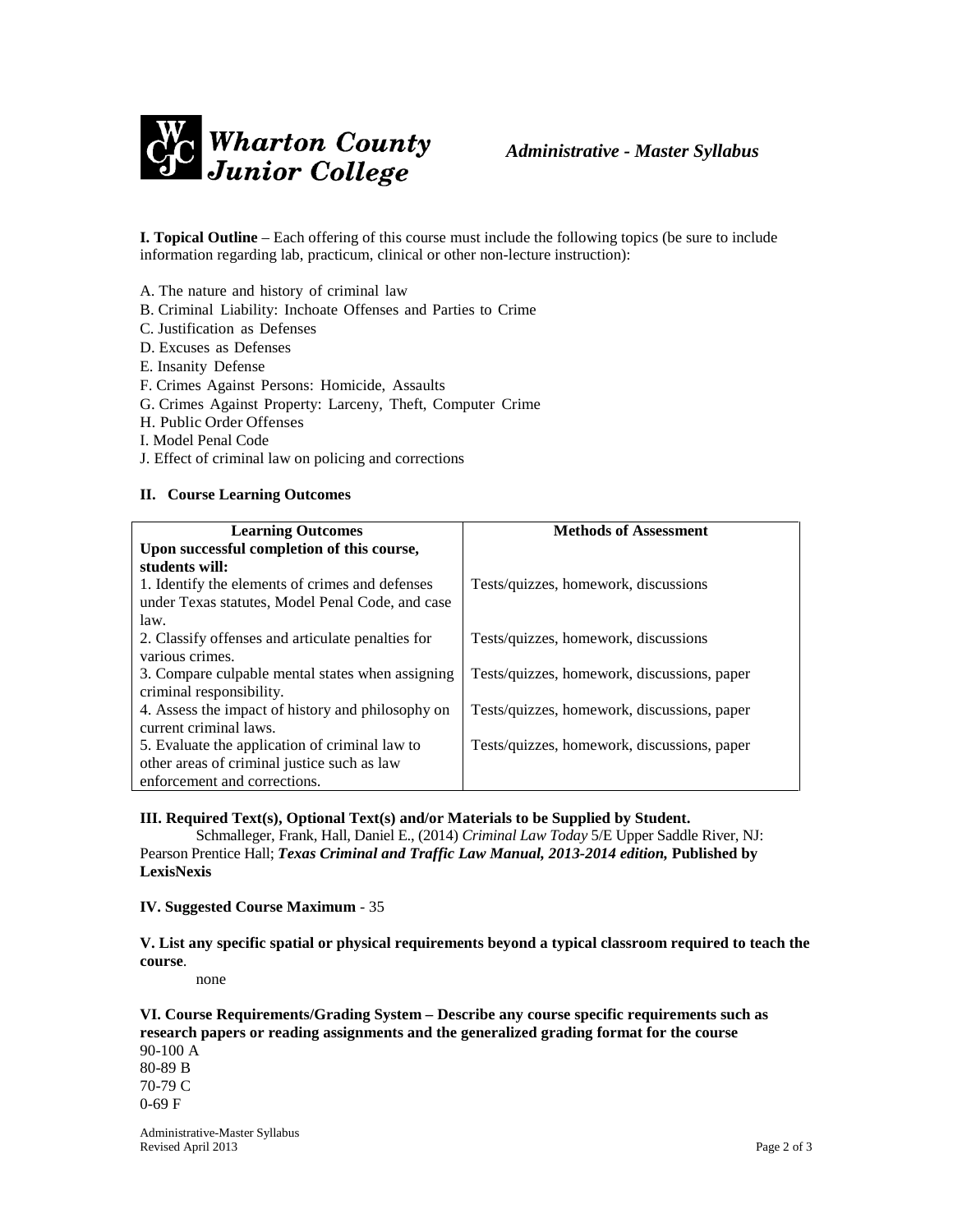**Wharton County Junior College** *Administrative - Master Syllabus*

**I. Topical Outline** – Each offering of this course must include the following topics (be sure to include information regarding lab, practicum, clinical or other non-lecture instruction):

A. The nature and history of criminal law
B. Criminal Liability: Inchoate Offenses and Parties to Crime
C. Justification as Defenses
D. Excuses as Defenses
E. Insanity Defense
F. Crimes Against Persons: Homicide, Assaults
G. Crimes Against Property: Larceny, Theft, Computer Crime
H. Public Order Offenses
I. Model Penal Code
J. Effect of criminal law on policing and corrections

**II. Course Learning Outcomes**

| **Learning Outcomes** | **Methods of Assessment** |
|---|---|
| **Upon successful completion of this course, students will:** | |
| 1. Identify the elements of crimes and defenses under Texas statutes, Model Penal Code, and case law. | Tests/quizzes, homework, discussions |
| 2. Classify offenses and articulate penalties for various crimes. | Tests/quizzes, homework, discussions |
| 3. Compare culpable mental states when assigning criminal responsibility. | Tests/quizzes, homework, discussions, paper |
| 4. Assess the impact of history and philosophy on current criminal laws. | Tests/quizzes, homework, discussions, paper |
| 5. Evaluate the application of criminal law to other areas of criminal justice such as law enforcement and corrections. | Tests/quizzes, homework, discussions, paper |

**III. Required Text(s), Optional Text(s) and/or Materials to be Supplied by Student.**

Schmalleger, Frank, Hall, Daniel E., (2014) *Criminal Law Today* 5/E Upper Saddle River, NJ: Pearson Prentice Hall; ***Texas Criminal and Traffic Law Manual, 2013-2014 edition,* Published by LexisNexis**

**IV. Suggested Course Maximum** - 35

**V. List any specific spatial or physical requirements beyond a typical classroom required to teach the course**.

none

**VI. Course Requirements/Grading System – Describe any course specific requirements such as research papers or reading assignments and the generalized grading format for the course**

90-100 A
80-89 B
70-79 C
0-69 F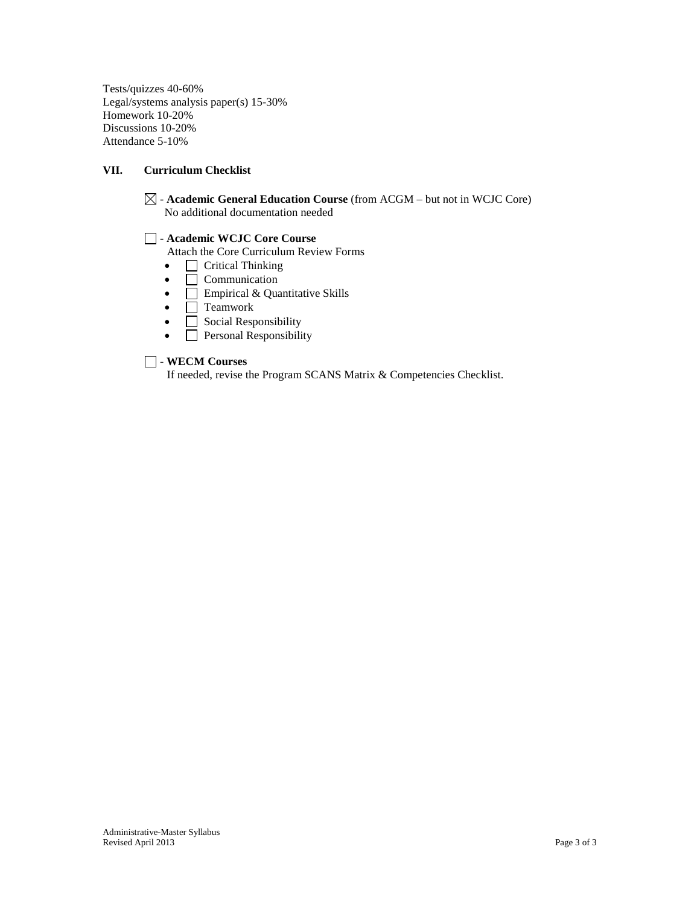Tests/quizzes 40-60%
Legal/systems analysis paper(s) 15-30%
Homework 10-20%
Discussions 10-20%
Attendance 5-10%

## VII. Curriculum Checklist

☒ - **Academic General Education Course** (from ACGM – but not in WCJC Core)
No additional documentation needed

☐ - **Academic WCJC Core Course**
Attach the Core Curriculum Review Forms

- ☐ Critical Thinking
- ☐ Communication
- ☐ Empirical & Quantitative Skills
- ☐ Teamwork
- ☐ Social Responsibility
- ☐ Personal Responsibility

☐ - **WECM Courses**
If needed, revise the Program SCANS Matrix & Competencies Checklist.